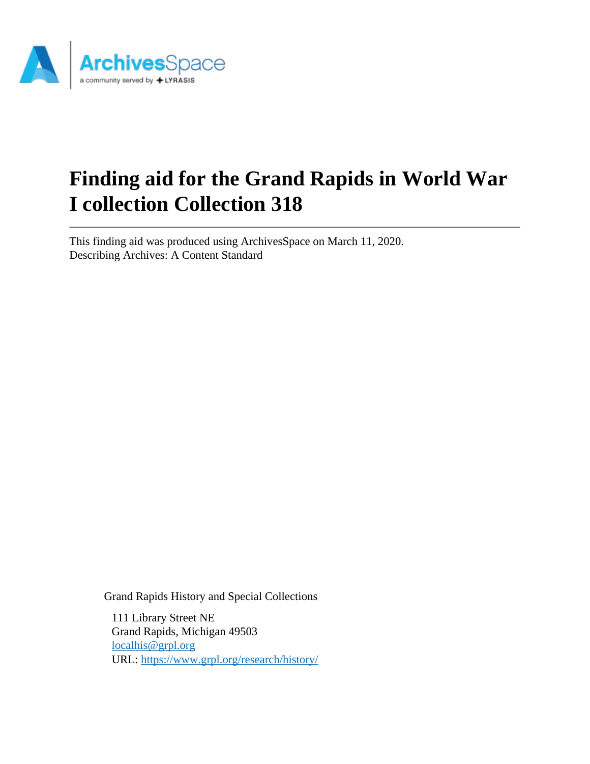# Finding aid for the Grand Rapids in World War I collection Collection 318

This finding aid was produced using ArchivesSpace on March 11, 2020.
Describing Archives: A Content Standard

Grand Rapids History and Special Collections

111 Library Street NE
Grand Rapids, Michigan 49503
localhis@grpl.org
URL: https://www.grpl.org/research/history/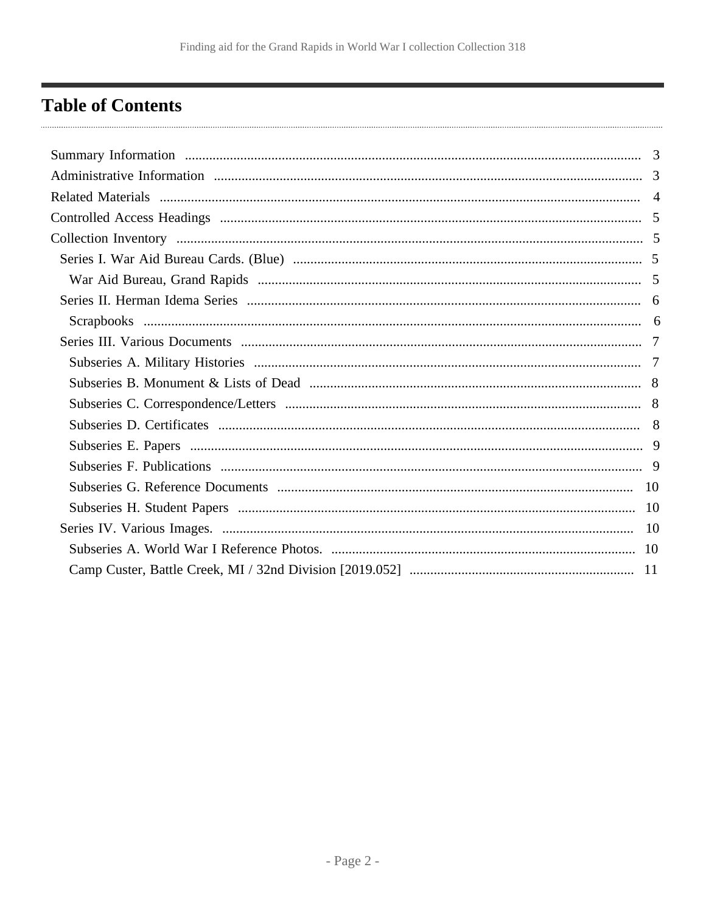# Table of Contents

- Summary Information ... 3
- Administrative Information ... 3
- Related Materials ... 4
- Controlled Access Headings ... 5
- Collection Inventory ... 5
  - Series I. War Aid Bureau Cards. (Blue) ... 5
    - War Aid Bureau, Grand Rapids ... 5
  - Series II. Herman Idema Series ... 6
    - Scrapbooks ... 6
  - Series III. Various Documents ... 7
    - Subseries A. Military Histories ... 7
    - Subseries B. Monument & Lists of Dead ... 8
    - Subseries C. Correspondence/Letters ... 8
    - Subseries D. Certificates ... 8
    - Subseries E. Papers ... 9
    - Subseries F. Publications ... 9
    - Subseries G. Reference Documents ... 10
    - Subseries H. Student Papers ... 10
  - Series IV. Various Images. ... 10
    - Subseries A. World War I Reference Photos. ... 10
    - Camp Custer, Battle Creek, MI / 32nd Division [2019.052] ... 11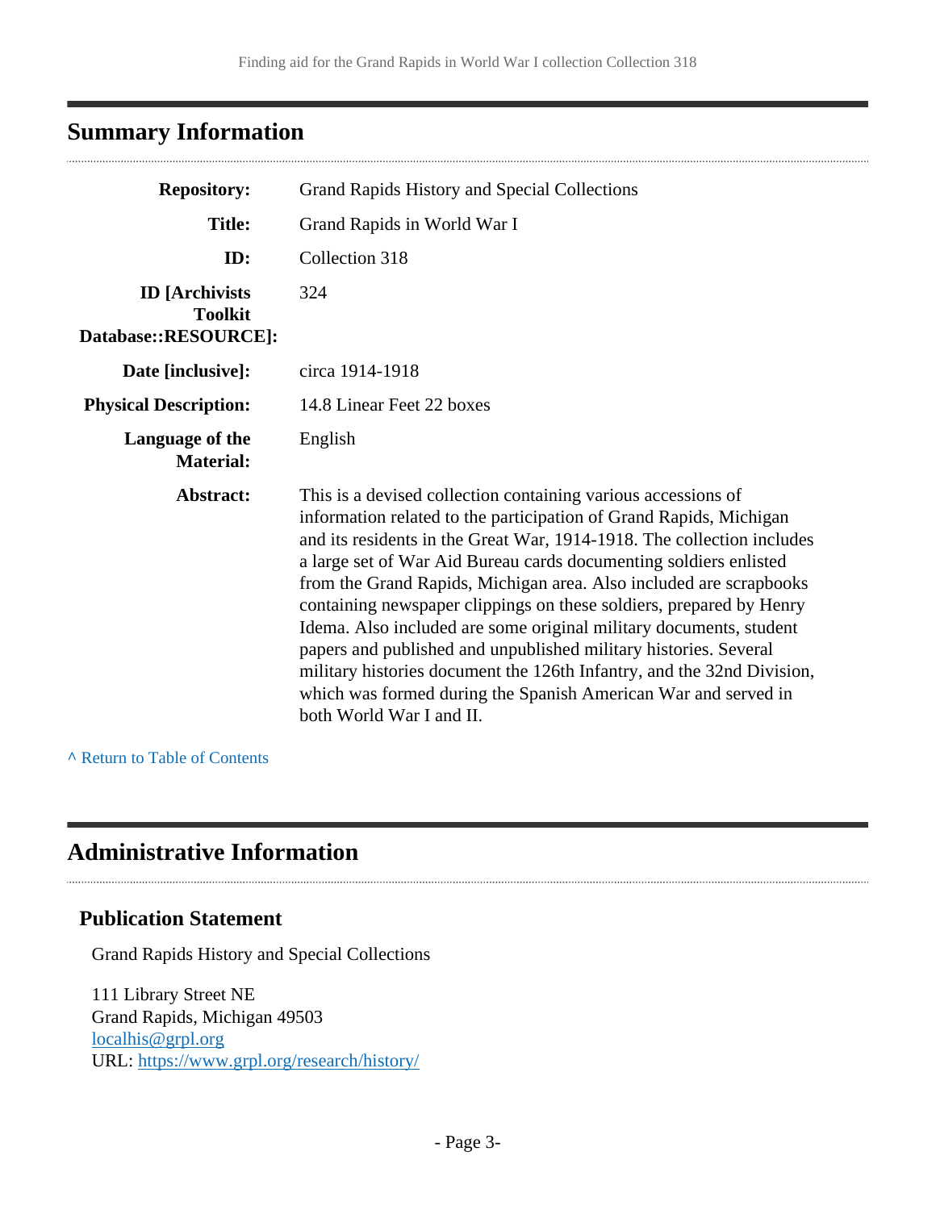## Summary Information

| | |
|---|---|
| **Repository:** | Grand Rapids History and Special Collections |
| **Title:** | Grand Rapids in World War I |
| **ID:** | Collection 318 |
| **ID [Archivists Toolkit Database::RESOURCE]:** | 324 |
| **Date [inclusive]:** | circa 1914-1918 |
| **Physical Description:** | 14.8 Linear Feet 22 boxes |
| **Language of the Material:** | English |
| **Abstract:** | This is a devised collection containing various accessions of information related to the participation of Grand Rapids, Michigan and its residents in the Great War, 1914-1918. The collection includes a large set of War Aid Bureau cards documenting soldiers enlisted from the Grand Rapids, Michigan area. Also included are scrapbooks containing newspaper clippings on these soldiers, prepared by Henry Idema. Also included are some original military documents, student papers and published and unpublished military histories. Several military histories document the 126th Infantry, and the 32nd Division, which was formed during the Spanish American War and served in both World War I and II. |

^ Return to Table of Contents

## Administrative Information

### Publication Statement

Grand Rapids History and Special Collections

111 Library Street NE
Grand Rapids, Michigan 49503
localhis@grpl.org
URL: https://www.grpl.org/research/history/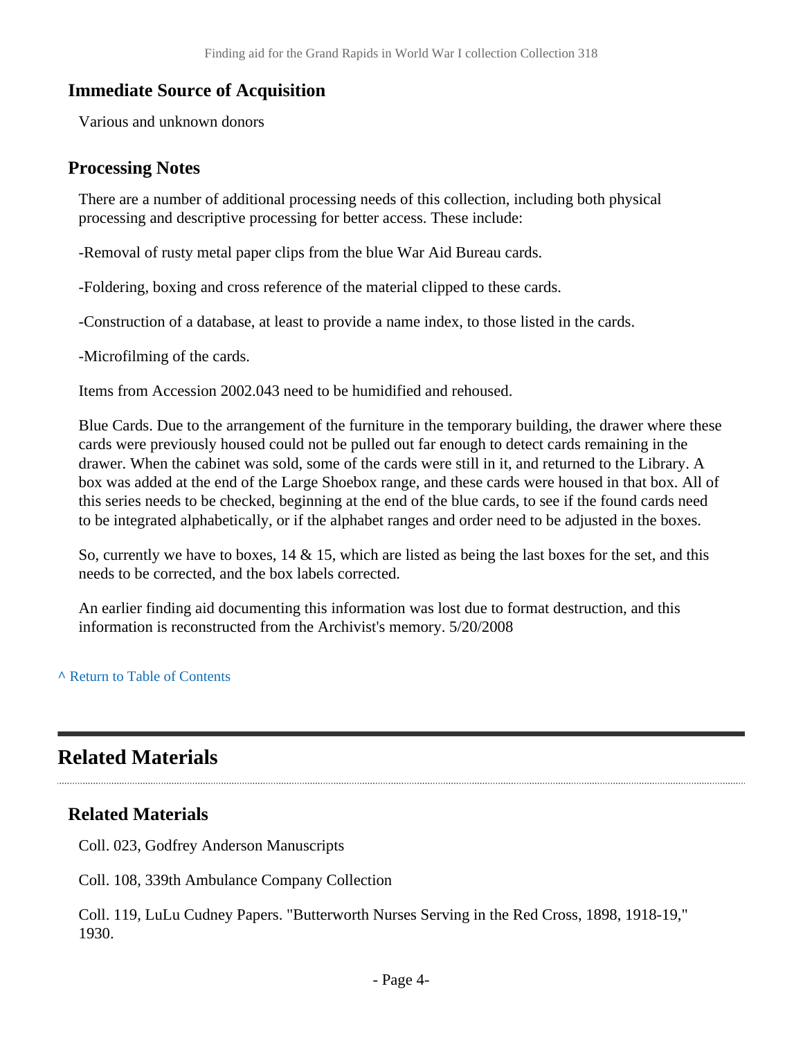### Immediate Source of Acquisition

Various and unknown donors

### Processing Notes

There are a number of additional processing needs of this collection, including both physical processing and descriptive processing for better access. These include:

-Removal of rusty metal paper clips from the blue War Aid Bureau cards.

-Foldering, boxing and cross reference of the material clipped to these cards.

-Construction of a database, at least to provide a name index, to those listed in the cards.

-Microfilming of the cards.

Items from Accession 2002.043 need to be humidified and rehoused.

Blue Cards. Due to the arrangement of the furniture in the temporary building, the drawer where these cards were previously housed could not be pulled out far enough to detect cards remaining in the drawer. When the cabinet was sold, some of the cards were still in it, and returned to the Library. A box was added at the end of the Large Shoebox range, and these cards were housed in that box. All of this series needs to be checked, beginning at the end of the blue cards, to see if the found cards need to be integrated alphabetically, or if the alphabet ranges and order need to be adjusted in the boxes.

So, currently we have to boxes, 14 & 15, which are listed as being the last boxes for the set, and this needs to be corrected, and the box labels corrected.

An earlier finding aid documenting this information was lost due to format destruction, and this information is reconstructed from the Archivist's memory. 5/20/2008

^ Return to Table of Contents

## Related Materials

### Related Materials

Coll. 023, Godfrey Anderson Manuscripts

Coll. 108, 339th Ambulance Company Collection

Coll. 119, LuLu Cudney Papers. "Butterworth Nurses Serving in the Red Cross, 1898, 1918-19," 1930.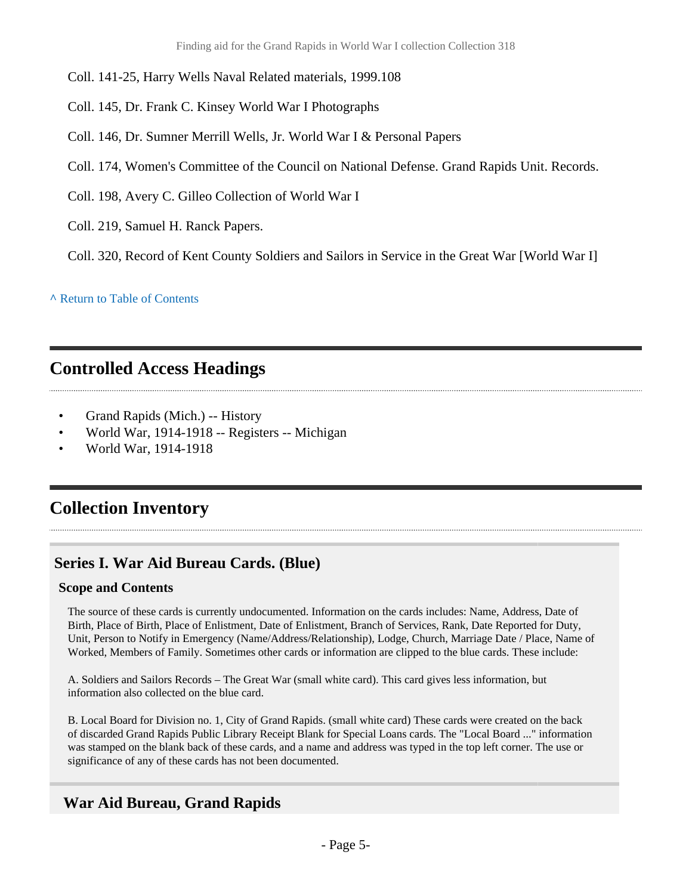Coll. 141-25, Harry Wells Naval Related materials, 1999.108

Coll. 145, Dr. Frank C. Kinsey World War I Photographs

Coll. 146, Dr. Sumner Merrill Wells, Jr. World War I & Personal Papers

Coll. 174, Women's Committee of the Council on National Defense. Grand Rapids Unit. Records.

Coll. 198, Avery C. Gilleo Collection of World War I

Coll. 219, Samuel H. Ranck Papers.

Coll. 320, Record of Kent County Soldiers and Sailors in Service in the Great War [World War I]

^ Return to Table of Contents

## Controlled Access Headings

- Grand Rapids (Mich.) -- History
- World War, 1914-1918 -- Registers -- Michigan
- World War, 1914-1918

## Collection Inventory

### Series I. War Aid Bureau Cards. (Blue)

#### Scope and Contents

The source of these cards is currently undocumented. Information on the cards includes: Name, Address, Date of Birth, Place of Birth, Place of Enlistment, Date of Enlistment, Branch of Services, Rank, Date Reported for Duty, Unit, Person to Notify in Emergency (Name/Address/Relationship), Lodge, Church, Marriage Date / Place, Name of Worked, Members of Family. Sometimes other cards or information are clipped to the blue cards. These include:

A. Soldiers and Sailors Records – The Great War (small white card). This card gives less information, but information also collected on the blue card.

B. Local Board for Division no. 1, City of Grand Rapids. (small white card) These cards were created on the back of discarded Grand Rapids Public Library Receipt Blank for Special Loans cards. The "Local Board ..." information was stamped on the blank back of these cards, and a name and address was typed in the top left corner. The use or significance of any of these cards has not been documented.

### War Aid Bureau, Grand Rapids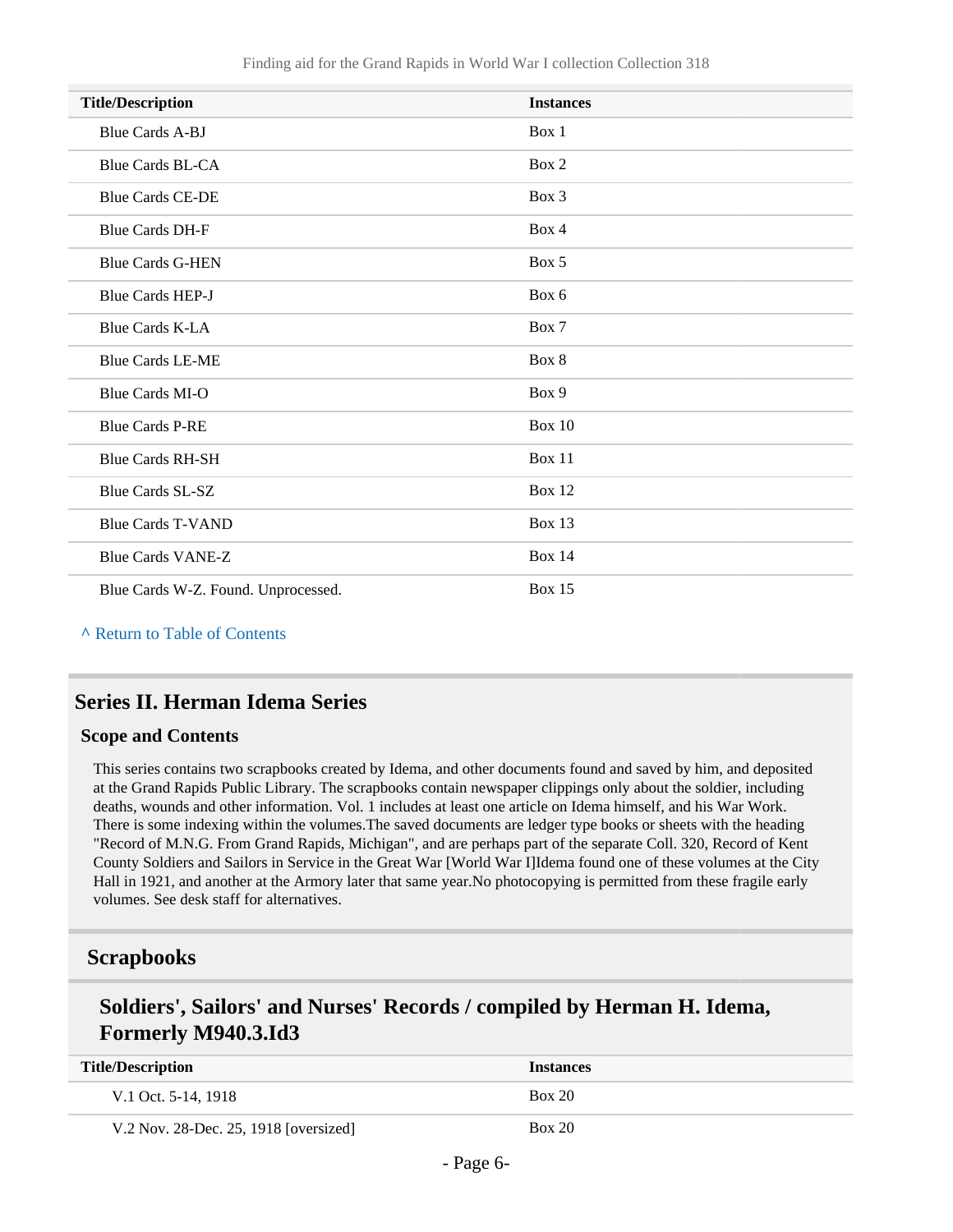| Title/Description | Instances |
| --- | --- |
| Blue Cards A-BJ | Box 1 |
| Blue Cards BL-CA | Box 2 |
| Blue Cards CE-DE | Box 3 |
| Blue Cards DH-F | Box 4 |
| Blue Cards G-HEN | Box 5 |
| Blue Cards HEP-J | Box 6 |
| Blue Cards K-LA | Box 7 |
| Blue Cards LE-ME | Box 8 |
| Blue Cards MI-O | Box 9 |
| Blue Cards P-RE | Box 10 |
| Blue Cards RH-SH | Box 11 |
| Blue Cards SL-SZ | Box 12 |
| Blue Cards T-VAND | Box 13 |
| Blue Cards VANE-Z | Box 14 |
| Blue Cards W-Z. Found. Unprocessed. | Box 15 |

^ Return to Table of Contents

## Series II. Herman Idema Series

### Scope and Contents

This series contains two scrapbooks created by Idema, and other documents found and saved by him, and deposited at the Grand Rapids Public Library. The scrapbooks contain newspaper clippings only about the soldier, including deaths, wounds and other information. Vol. 1 includes at least one article on Idema himself, and his War Work. There is some indexing within the volumes.The saved documents are ledger type books or sheets with the heading "Record of M.N.G. From Grand Rapids, Michigan", and are perhaps part of the separate Coll. 320, Record of Kent County Soldiers and Sailors in Service in the Great War [World War I]Idema found one of these volumes at the City Hall in 1921, and another at the Armory later that same year.No photocopying is permitted from these fragile early volumes. See desk staff for alternatives.

## Scrapbooks

### Soldiers', Sailors' and Nurses' Records / compiled by Herman H. Idema, Formerly M940.3.Id3

| Title/Description | Instances |
| --- | --- |
| V.1 Oct. 5-14, 1918 | Box 20 |
| V.2 Nov. 28-Dec. 25, 1918 [oversized] | Box 20 |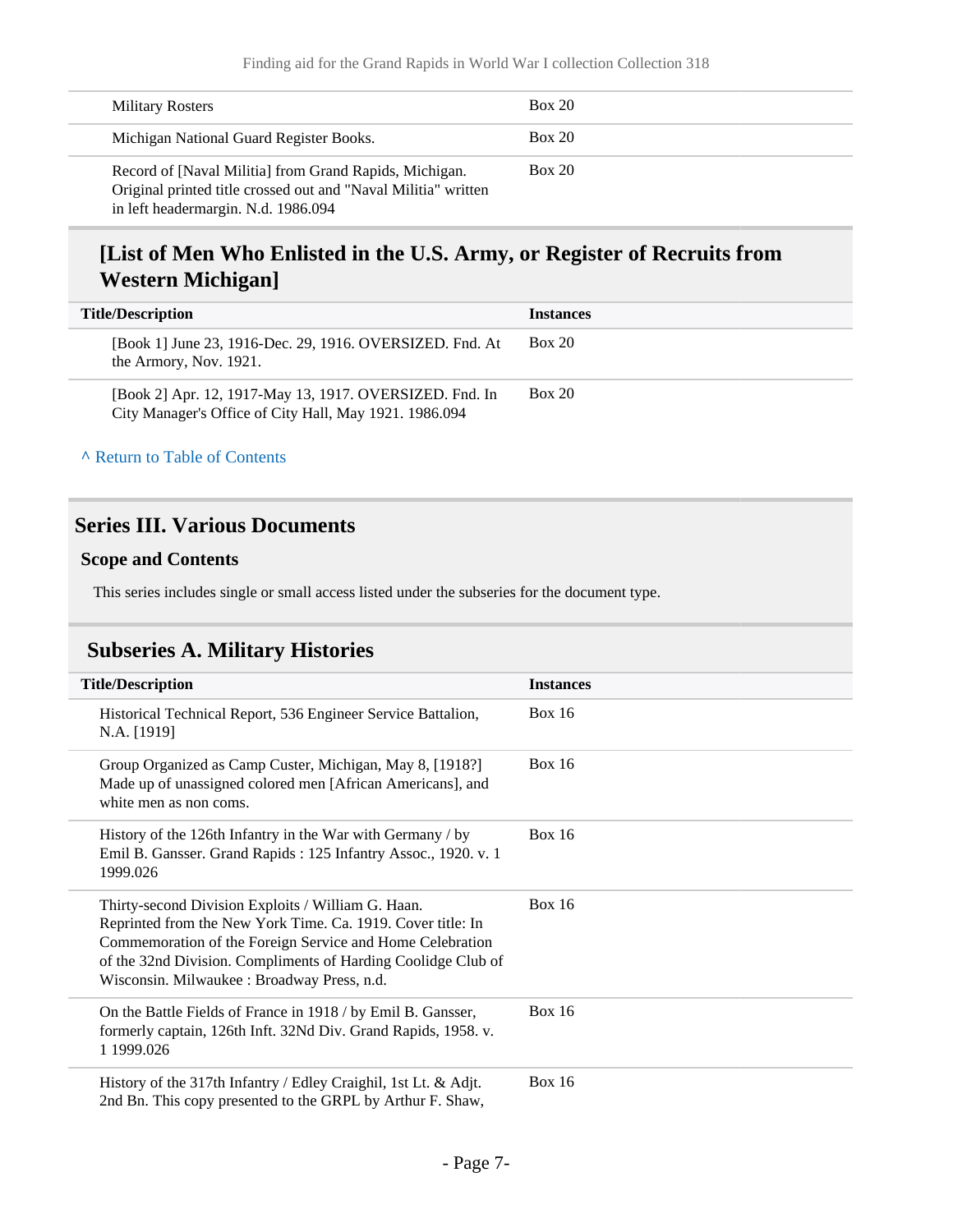| Title/Description | Instances |
|---|---|
| Military Rosters | Box 20 |
| Michigan National Guard Register Books. | Box 20 |
| Record of [Naval Militia] from Grand Rapids, Michigan. Original printed title crossed out and "Naval Militia" written in left headermargin. N.d. 1986.094 | Box 20 |

### [List of Men Who Enlisted in the U.S. Army, or Register of Recruits from Western Michigan]

| Title/Description | Instances |
|---|---|
| [Book 1] June 23, 1916-Dec. 29, 1916. OVERSIZED. Fnd. At the Armory, Nov. 1921. | Box 20 |
| [Book 2] Apr. 12, 1917-May 13, 1917. OVERSIZED. Fnd. In City Manager's Office of City Hall, May 1921. 1986.094 | Box 20 |

^ Return to Table of Contents

## Series III. Various Documents

### Scope and Contents

This series includes single or small access listed under the subseries for the document type.

### Subseries A. Military Histories

| Title/Description | Instances |
|---|---|
| Historical Technical Report, 536 Engineer Service Battalion, N.A. [1919] | Box 16 |
| Group Organized as Camp Custer, Michigan, May 8, [1918?] Made up of unassigned colored men [African Americans], and white men as non coms. | Box 16 |
| History of the 126th Infantry in the War with Germany / by Emil B. Gansser. Grand Rapids : 125 Infantry Assoc., 1920. v. 1 1999.026 | Box 16 |
| Thirty-second Division Exploits / William G. Haan. Reprinted from the New York Time. Ca. 1919. Cover title: In Commemoration of the Foreign Service and Home Celebration of the 32nd Division. Compliments of Harding Coolidge Club of Wisconsin. Milwaukee : Broadway Press, n.d. | Box 16 |
| On the Battle Fields of France in 1918 / by Emil B. Gansser, formerly captain, 126th Inft. 32Nd Div. Grand Rapids, 1958. v. 1 1999.026 | Box 16 |
| History of the 317th Infantry / Edley Craighil, 1st Lt. & Adjt. 2nd Bn. This copy presented to the GRPL by Arthur F. Shaw, | Box 16 |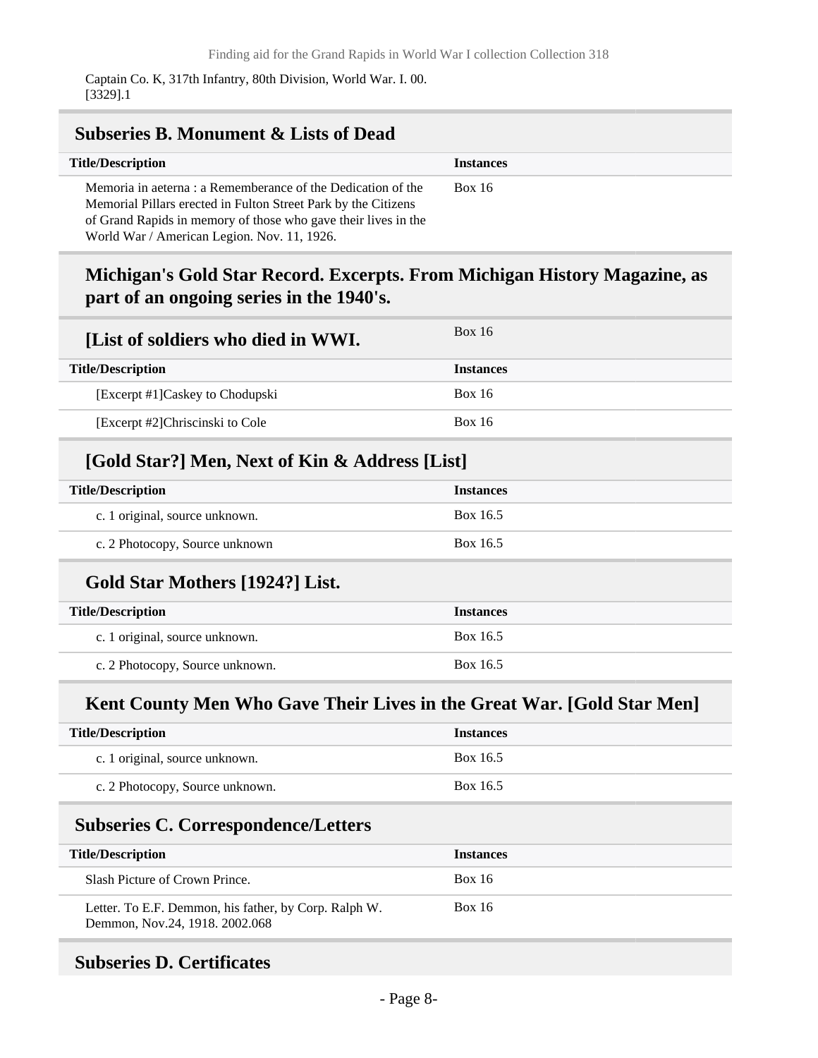Captain Co. K, 317th Infantry, 80th Division, World War. I. 00. [3329].1

## Subseries B. Monument & Lists of Dead

| Title/Description | Instances |
|---|---|
| Memoria in aeterna : a Rememberance of the Dedication of the Memorial Pillars erected in Fulton Street Park by the Citizens of Grand Rapids in memory of those who gave their lives in the World War / American Legion. Nov. 11, 1926. | Box 16 |

### Michigan's Gold Star Record. Excerpts. From Michigan History Magazine, as part of an ongoing series in the 1940's.

### [List of soldiers who died in WWI.

Box 16

| Title/Description | Instances |
|---|---|
| [Excerpt #1]Caskey to Chodupski | Box 16 |
| [Excerpt #2]Chriscinski to Cole | Box 16 |

### [Gold Star?] Men, Next of Kin & Address [List]

| Title/Description | Instances |
|---|---|
| c. 1 original, source unknown. | Box 16.5 |
| c. 2 Photocopy, Source unknown | Box 16.5 |

### Gold Star Mothers [1924?] List.

| Title/Description | Instances |
|---|---|
| c. 1 original, source unknown. | Box 16.5 |
| c. 2 Photocopy, Source unknown. | Box 16.5 |

### Kent County Men Who Gave Their Lives in the Great War. [Gold Star Men]

| Title/Description | Instances |
|---|---|
| c. 1 original, source unknown. | Box 16.5 |
| c. 2 Photocopy, Source unknown. | Box 16.5 |

## Subseries C. Correspondence/Letters

| Title/Description | Instances |
|---|---|
| Slash Picture of Crown Prince. | Box 16 |
| Letter. To E.F. Demmon, his father, by Corp. Ralph W. Demmon, Nov.24, 1918. 2002.068 | Box 16 |

## Subseries D. Certificates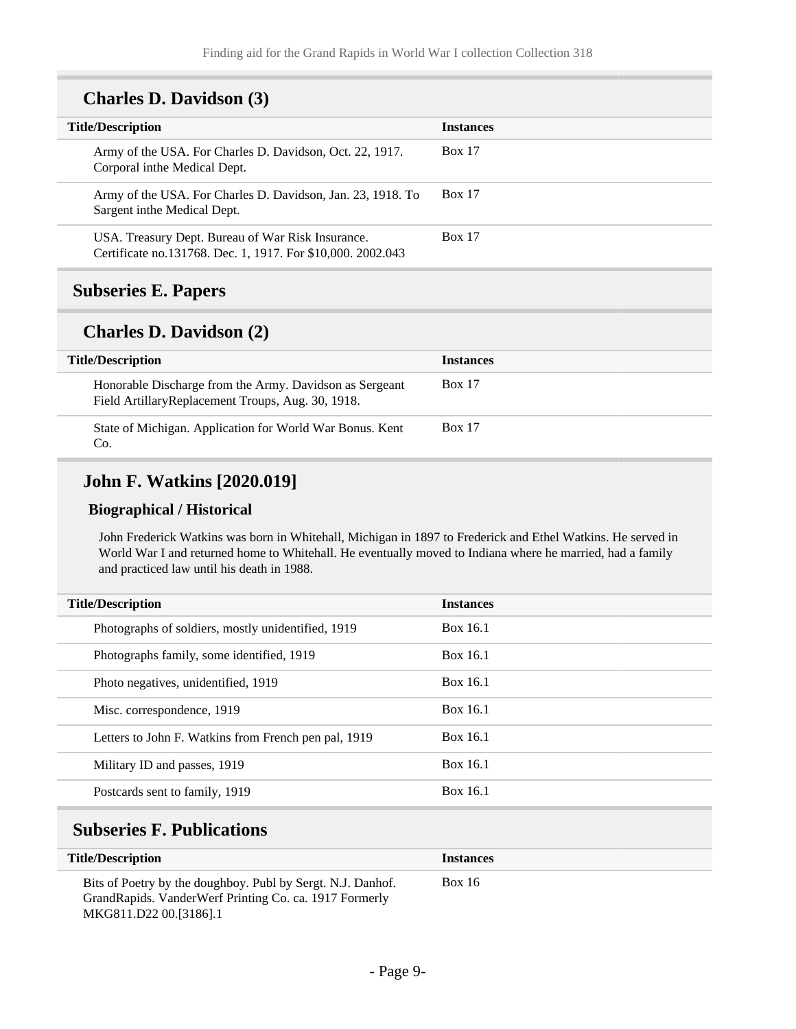### Charles D. Davidson (3)

| Title/Description | Instances |
|---|---|
| Army of the USA. For Charles D. Davidson, Oct. 22, 1917. Corporal inthe Medical Dept. | Box 17 |
| Army of the USA. For Charles D. Davidson, Jan. 23, 1918. To Sargent inthe Medical Dept. | Box 17 |
| USA. Treasury Dept. Bureau of War Risk Insurance. Certificate no.131768. Dec. 1, 1917. For $10,000. 2002.043 | Box 17 |

## Subseries E. Papers

### Charles D. Davidson (2)

| Title/Description | Instances |
|---|---|
| Honorable Discharge from the Army. Davidson as Sergeant Field ArtilleryReplacement Troups, Aug. 30, 1918. | Box 17 |
| State of Michigan. Application for World War Bonus. Kent Co. | Box 17 |

### John F. Watkins [2020.019]

#### Biographical / Historical

John Frederick Watkins was born in Whitehall, Michigan in 1897 to Frederick and Ethel Watkins. He served in World War I and returned home to Whitehall. He eventually moved to Indiana where he married, had a family and practiced law until his death in 1988.

| Title/Description | Instances |
|---|---|
| Photographs of soldiers, mostly unidentified, 1919 | Box 16.1 |
| Photographs family, some identified, 1919 | Box 16.1 |
| Photo negatives, unidentified, 1919 | Box 16.1 |
| Misc. correspondence, 1919 | Box 16.1 |
| Letters to John F. Watkins from French pen pal, 1919 | Box 16.1 |
| Military ID and passes, 1919 | Box 16.1 |
| Postcards sent to family, 1919 | Box 16.1 |

## Subseries F. Publications

| Title/Description | Instances |
|---|---|
| Bits of Poetry by the doughboy. Publ by Sergt. N.J. Danhof. GrandRapids. VanderWerf Printing Co. ca. 1917 Formerly MKG811.D22 00.[3186].1 | Box 16 |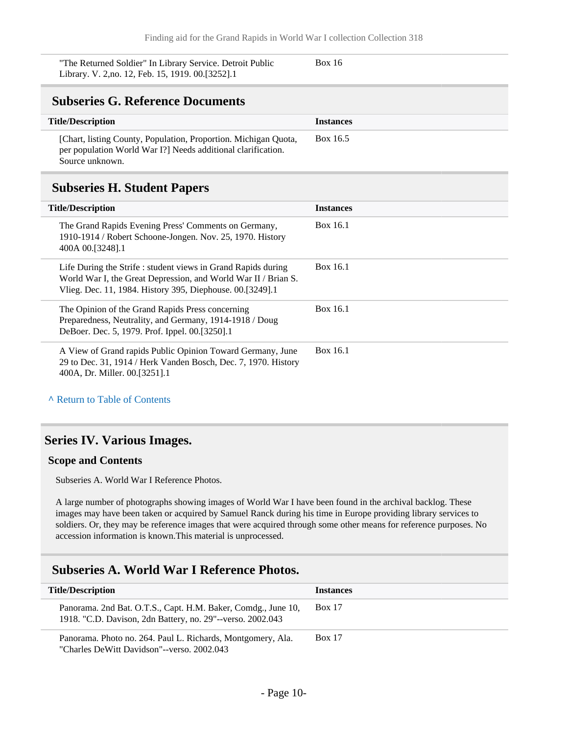| | |
|---|---|
| "The Returned Soldier" In Library Service. Detroit Public Library. V. 2,no. 12, Feb. 15, 1919. 00.[3252].1 | Box 16 |

## Subseries G. Reference Documents

| Title/Description | Instances |
|---|---|
| [Chart, listing County, Population, Proportion. Michigan Quota, per population World War I?] Needs additional clarification. Source unknown. | Box 16.5 |

## Subseries H. Student Papers

| Title/Description | Instances |
|---|---|
| The Grand Rapids Evening Press' Comments on Germany, 1910-1914 / Robert Schoone-Jongen. Nov. 25, 1970. History 400A 00.[3248].1 | Box 16.1 |
| Life During the Strife : student views in Grand Rapids during World War I, the Great Depression, and World War II / Brian S. Vlieg. Dec. 11, 1984. History 395, Diephouse. 00.[3249].1 | Box 16.1 |
| The Opinion of the Grand Rapids Press concerning Preparedness, Neutrality, and Germany, 1914-1918 / Doug DeBoer. Dec. 5, 1979. Prof. Ippel. 00.[3250].1 | Box 16.1 |
| A View of Grand rapids Public Opinion Toward Germany, June 29 to Dec. 31, 1914 / Herk Vanden Bosch, Dec. 7, 1970. History 400A, Dr. Miller. 00.[3251].1 | Box 16.1 |

^ Return to Table of Contents

# Series IV. Various Images.

### Scope and Contents

Subseries A. World War I Reference Photos.

A large number of photographs showing images of World War I have been found in the archival backlog. These images may have been taken or acquired by Samuel Ranck during his time in Europe providing library services to soldiers. Or, they may be reference images that were acquired through some other means for reference purposes. No accession information is known.This material is unprocessed.

## Subseries A. World War I Reference Photos.

| Title/Description | Instances |
|---|---|
| Panorama. 2nd Bat. O.T.S., Capt. H.M. Baker, Comdg., June 10, 1918. "C.D. Davison, 2dn Battery, no. 29"--verso. 2002.043 | Box 17 |
| Panorama. Photo no. 264. Paul L. Richards, Montgomery, Ala. "Charles DeWitt Davidson"--verso. 2002.043 | Box 17 |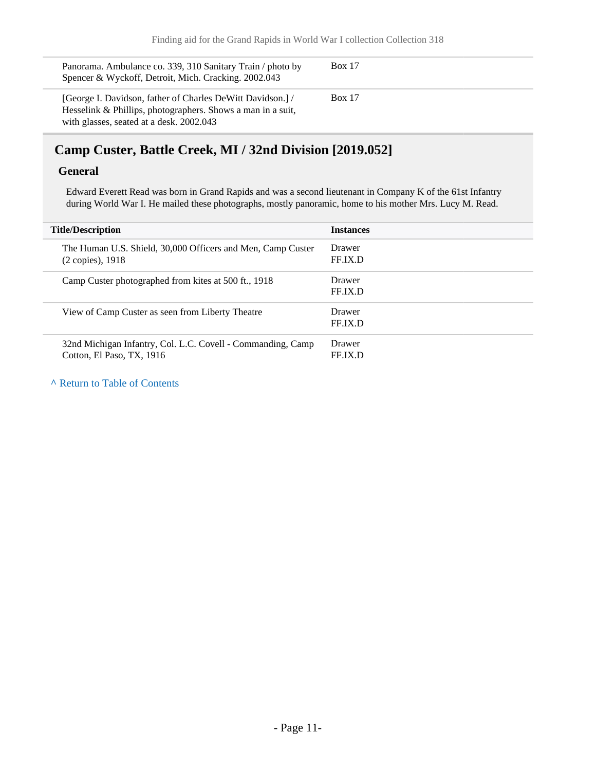| | |
|---|---|
| Panorama. Ambulance co. 339, 310 Sanitary Train / photo by Spencer & Wyckoff, Detroit, Mich. Cracking. 2002.043 | Box 17 |
| [George I. Davidson, father of Charles DeWitt Davidson.] / Hesselink & Phillips, photographers. Shows a man in a suit, with glasses, seated at a desk. 2002.043 | Box 17 |

## Camp Custer, Battle Creek, MI / 32nd Division [2019.052]

### General

Edward Everett Read was born in Grand Rapids and was a second lieutenant in Company K of the 61st Infantry during World War I. He mailed these photographs, mostly panoramic, home to his mother Mrs. Lucy M. Read.

| Title/Description | Instances |
|---|---|
| The Human U.S. Shield, 30,000 Officers and Men, Camp Custer (2 copies), 1918 | Drawer FF.IX.D |
| Camp Custer photographed from kites at 500 ft., 1918 | Drawer FF.IX.D |
| View of Camp Custer as seen from Liberty Theatre | Drawer FF.IX.D |
| 32nd Michigan Infantry, Col. L.C. Covell - Commanding, Camp Cotton, El Paso, TX, 1916 | Drawer FF.IX.D |

^ Return to Table of Contents